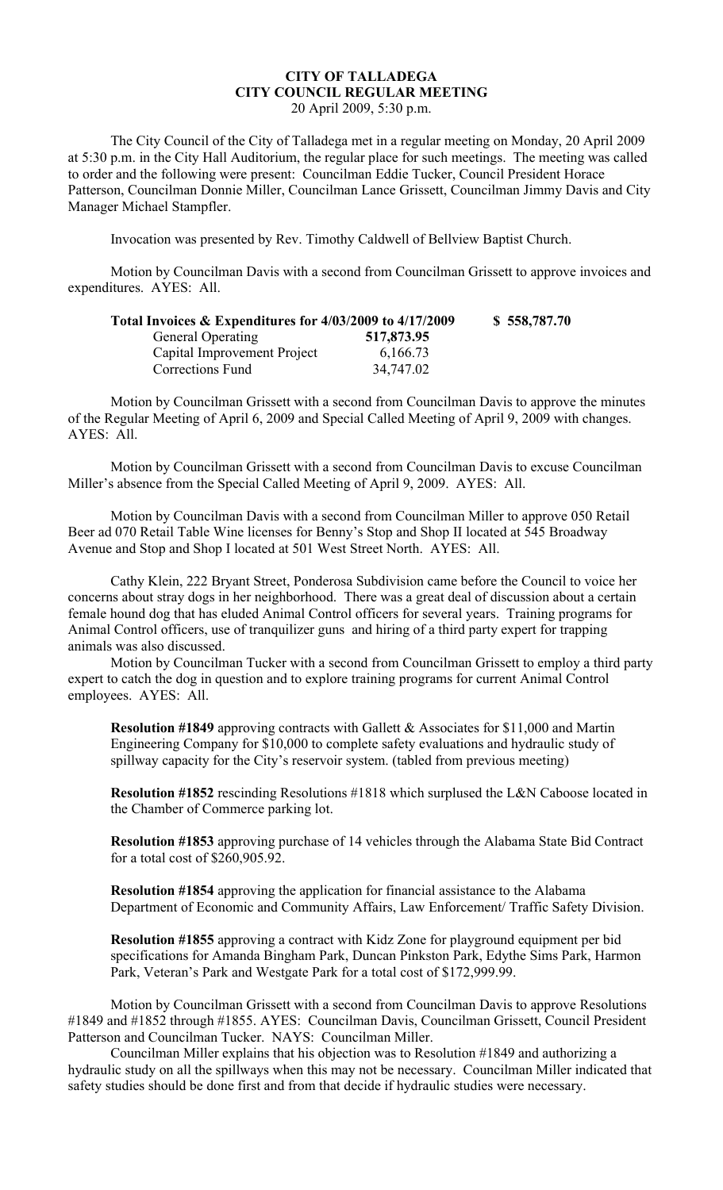**CITY OF TALLADEGA**
**CITY COUNCIL REGULAR MEETING**
20 April 2009, 5:30 p.m.

The City Council of the City of Talladega met in a regular meeting on Monday, 20 April 2009 at 5:30 p.m. in the City Hall Auditorium, the regular place for such meetings. The meeting was called to order and the following were present: Councilman Eddie Tucker, Council President Horace Patterson, Councilman Donnie Miller, Councilman Lance Grissett, Councilman Jimmy Davis and City Manager Michael Stampfler.

Invocation was presented by Rev. Timothy Caldwell of Bellview Baptist Church.

Motion by Councilman Davis with a second from Councilman Grissett to approve invoices and expenditures. AYES: All.

| **Total Invoices & Expenditures for 4/03/2009 to 4/17/2009** | | **$ 558,787.70** |
|---|---|---|
| General Operating | **517,873.95** | |
| Capital Improvement Project | 6,166.73 | |
| Corrections Fund | 34,747.02 | |

Motion by Councilman Grissett with a second from Councilman Davis to approve the minutes of the Regular Meeting of April 6, 2009 and Special Called Meeting of April 9, 2009 with changes. AYES: All.

Motion by Councilman Grissett with a second from Councilman Davis to excuse Councilman Miller's absence from the Special Called Meeting of April 9, 2009. AYES: All.

Motion by Councilman Davis with a second from Councilman Miller to approve 050 Retail Beer ad 070 Retail Table Wine licenses for Benny's Stop and Shop II located at 545 Broadway Avenue and Stop and Shop I located at 501 West Street North. AYES: All.

Cathy Klein, 222 Bryant Street, Ponderosa Subdivision came before the Council to voice her concerns about stray dogs in her neighborhood. There was a great deal of discussion about a certain female hound dog that has eluded Animal Control officers for several years. Training programs for Animal Control officers, use of tranquilizer guns and hiring of a third party expert for trapping animals was also discussed.

Motion by Councilman Tucker with a second from Councilman Grissett to employ a third party expert to catch the dog in question and to explore training programs for current Animal Control employees. AYES: All.

**Resolution #1849** approving contracts with Gallett & Associates for $11,000 and Martin Engineering Company for $10,000 to complete safety evaluations and hydraulic study of spillway capacity for the City's reservoir system. (tabled from previous meeting)

**Resolution #1852** rescinding Resolutions #1818 which surplused the L&N Caboose located in the Chamber of Commerce parking lot.

**Resolution #1853** approving purchase of 14 vehicles through the Alabama State Bid Contract for a total cost of $260,905.92.

**Resolution #1854** approving the application for financial assistance to the Alabama Department of Economic and Community Affairs, Law Enforcement/ Traffic Safety Division.

**Resolution #1855** approving a contract with Kidz Zone for playground equipment per bid specifications for Amanda Bingham Park, Duncan Pinkston Park, Edythe Sims Park, Harmon Park, Veteran's Park and Westgate Park for a total cost of $172,999.99.

Motion by Councilman Grissett with a second from Councilman Davis to approve Resolutions #1849 and #1852 through #1855. AYES: Councilman Davis, Councilman Grissett, Council President Patterson and Councilman Tucker. NAYS: Councilman Miller.

Councilman Miller explains that his objection was to Resolution #1849 and authorizing a hydraulic study on all the spillways when this may not be necessary. Councilman Miller indicated that safety studies should be done first and from that decide if hydraulic studies were necessary.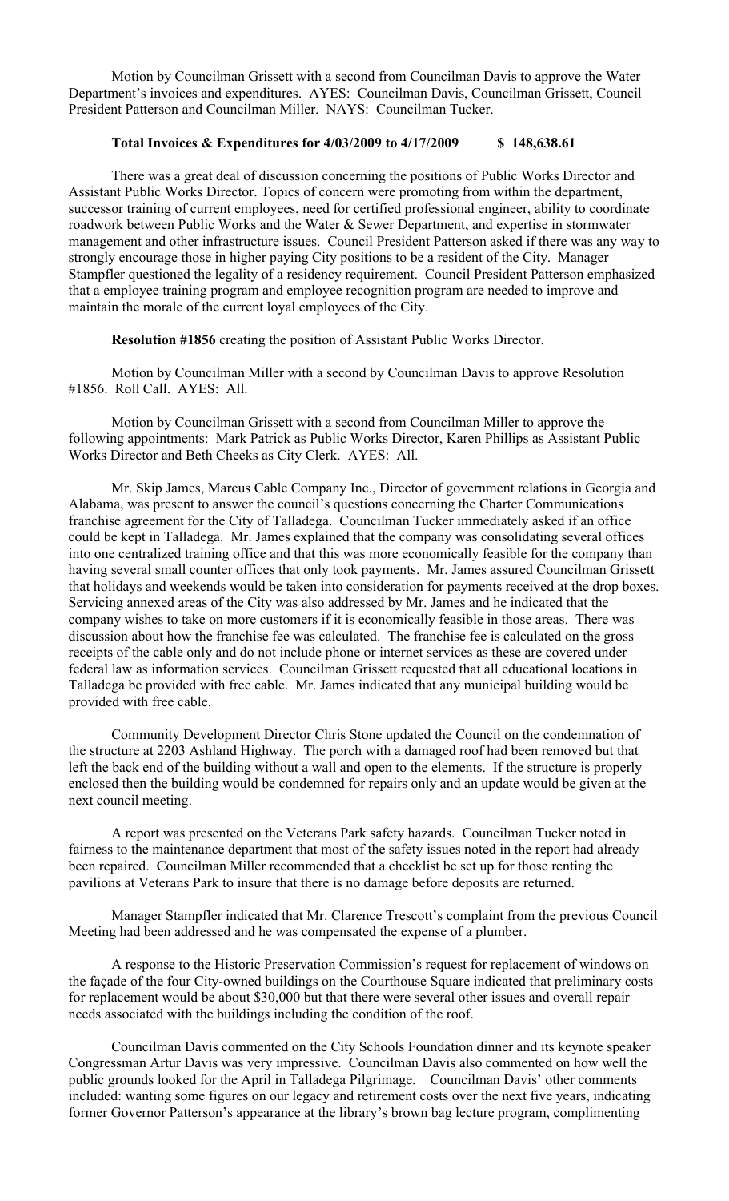Motion by Councilman Grissett with a second from Councilman Davis to approve the Water Department's invoices and expenditures. AYES: Councilman Davis, Councilman Grissett, Council President Patterson and Councilman Miller. NAYS: Councilman Tucker.

**Total Invoices & Expenditures for 4/03/2009 to 4/17/2009 $ 148,638.61**

There was a great deal of discussion concerning the positions of Public Works Director and Assistant Public Works Director. Topics of concern were promoting from within the department, successor training of current employees, need for certified professional engineer, ability to coordinate roadwork between Public Works and the Water & Sewer Department, and expertise in stormwater management and other infrastructure issues. Council President Patterson asked if there was any way to strongly encourage those in higher paying City positions to be a resident of the City. Manager Stampfler questioned the legality of a residency requirement. Council President Patterson emphasized that a employee training program and employee recognition program are needed to improve and maintain the morale of the current loyal employees of the City.

**Resolution #1856** creating the position of Assistant Public Works Director.

Motion by Councilman Miller with a second by Councilman Davis to approve Resolution #1856. Roll Call. AYES: All.

Motion by Councilman Grissett with a second from Councilman Miller to approve the following appointments: Mark Patrick as Public Works Director, Karen Phillips as Assistant Public Works Director and Beth Cheeks as City Clerk. AYES: All.

Mr. Skip James, Marcus Cable Company Inc., Director of government relations in Georgia and Alabama, was present to answer the council's questions concerning the Charter Communications franchise agreement for the City of Talladega. Councilman Tucker immediately asked if an office could be kept in Talladega. Mr. James explained that the company was consolidating several offices into one centralized training office and that this was more economically feasible for the company than having several small counter offices that only took payments. Mr. James assured Councilman Grissett that holidays and weekends would be taken into consideration for payments received at the drop boxes. Servicing annexed areas of the City was also addressed by Mr. James and he indicated that the company wishes to take on more customers if it is economically feasible in those areas. There was discussion about how the franchise fee was calculated. The franchise fee is calculated on the gross receipts of the cable only and do not include phone or internet services as these are covered under federal law as information services. Councilman Grissett requested that all educational locations in Talladega be provided with free cable. Mr. James indicated that any municipal building would be provided with free cable.

Community Development Director Chris Stone updated the Council on the condemnation of the structure at 2203 Ashland Highway. The porch with a damaged roof had been removed but that left the back end of the building without a wall and open to the elements. If the structure is properly enclosed then the building would be condemned for repairs only and an update would be given at the next council meeting.

A report was presented on the Veterans Park safety hazards. Councilman Tucker noted in fairness to the maintenance department that most of the safety issues noted in the report had already been repaired. Councilman Miller recommended that a checklist be set up for those renting the pavilions at Veterans Park to insure that there is no damage before deposits are returned.

Manager Stampfler indicated that Mr. Clarence Trescott's complaint from the previous Council Meeting had been addressed and he was compensated the expense of a plumber.

A response to the Historic Preservation Commission's request for replacement of windows on the façade of the four City-owned buildings on the Courthouse Square indicated that preliminary costs for replacement would be about $30,000 but that there were several other issues and overall repair needs associated with the buildings including the condition of the roof.

Councilman Davis commented on the City Schools Foundation dinner and its keynote speaker Congressman Artur Davis was very impressive. Councilman Davis also commented on how well the public grounds looked for the April in Talladega Pilgrimage. Councilman Davis' other comments included: wanting some figures on our legacy and retirement costs over the next five years, indicating former Governor Patterson's appearance at the library's brown bag lecture program, complimenting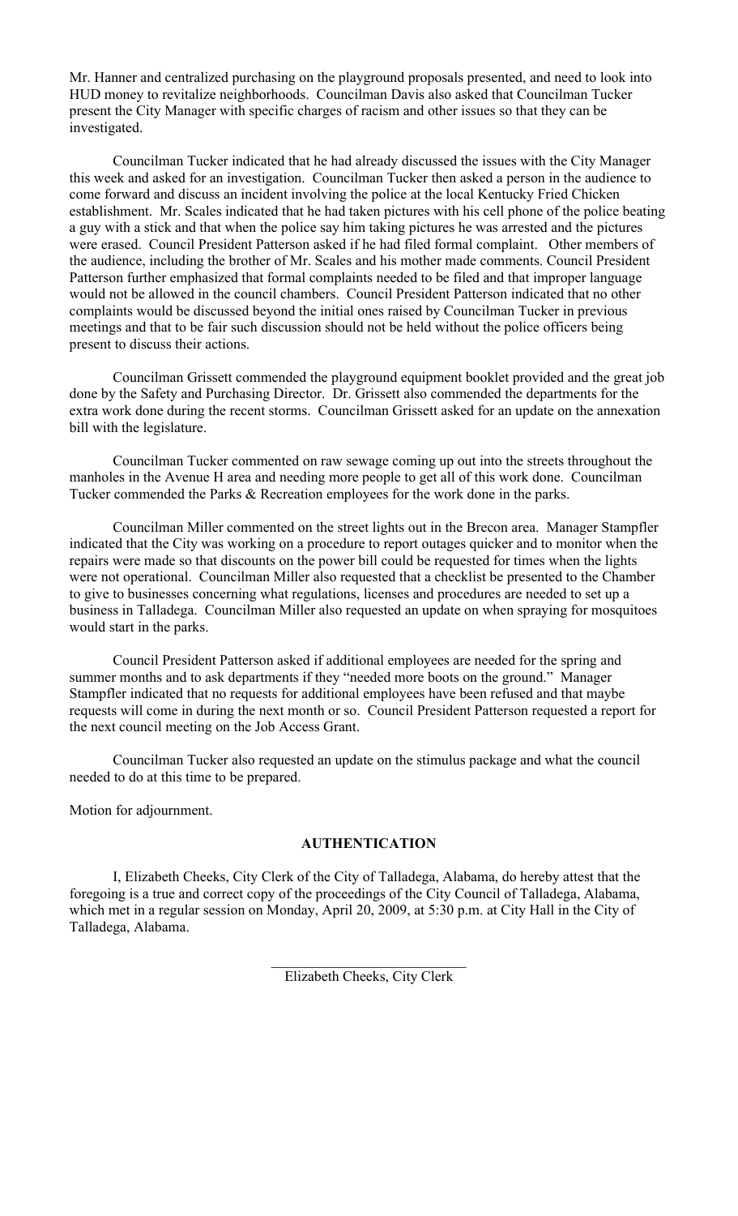Mr. Hanner and centralized purchasing on the playground proposals presented, and need to look into HUD money to revitalize neighborhoods. Councilman Davis also asked that Councilman Tucker present the City Manager with specific charges of racism and other issues so that they can be investigated.

Councilman Tucker indicated that he had already discussed the issues with the City Manager this week and asked for an investigation. Councilman Tucker then asked a person in the audience to come forward and discuss an incident involving the police at the local Kentucky Fried Chicken establishment. Mr. Scales indicated that he had taken pictures with his cell phone of the police beating a guy with a stick and that when the police say him taking pictures he was arrested and the pictures were erased. Council President Patterson asked if he had filed formal complaint. Other members of the audience, including the brother of Mr. Scales and his mother made comments. Council President Patterson further emphasized that formal complaints needed to be filed and that improper language would not be allowed in the council chambers. Council President Patterson indicated that no other complaints would be discussed beyond the initial ones raised by Councilman Tucker in previous meetings and that to be fair such discussion should not be held without the police officers being present to discuss their actions.

Councilman Grissett commended the playground equipment booklet provided and the great job done by the Safety and Purchasing Director. Dr. Grissett also commended the departments for the extra work done during the recent storms. Councilman Grissett asked for an update on the annexation bill with the legislature.

Councilman Tucker commented on raw sewage coming up out into the streets throughout the manholes in the Avenue H area and needing more people to get all of this work done. Councilman Tucker commended the Parks & Recreation employees for the work done in the parks.

Councilman Miller commented on the street lights out in the Brecon area. Manager Stampfler indicated that the City was working on a procedure to report outages quicker and to monitor when the repairs were made so that discounts on the power bill could be requested for times when the lights were not operational. Councilman Miller also requested that a checklist be presented to the Chamber to give to businesses concerning what regulations, licenses and procedures are needed to set up a business in Talladega. Councilman Miller also requested an update on when spraying for mosquitoes would start in the parks.

Council President Patterson asked if additional employees are needed for the spring and summer months and to ask departments if they "needed more boots on the ground." Manager Stampfler indicated that no requests for additional employees have been refused and that maybe requests will come in during the next month or so. Council President Patterson requested a report for the next council meeting on the Job Access Grant.

Councilman Tucker also requested an update on the stimulus package and what the council needed to do at this time to be prepared.

Motion for adjournment.

**AUTHENTICATION**

I, Elizabeth Cheeks, City Clerk of the City of Talladega, Alabama, do hereby attest that the foregoing is a true and correct copy of the proceedings of the City Council of Talladega, Alabama, which met in a regular session on Monday, April 20, 2009, at 5:30 p.m. at City Hall in the City of Talladega, Alabama.

\_\_\_\_\_\_\_\_\_\_\_\_\_\_\_\_\_\_\_\_\_\_\_\_\_\_\_\_

Elizabeth Cheeks, City Clerk